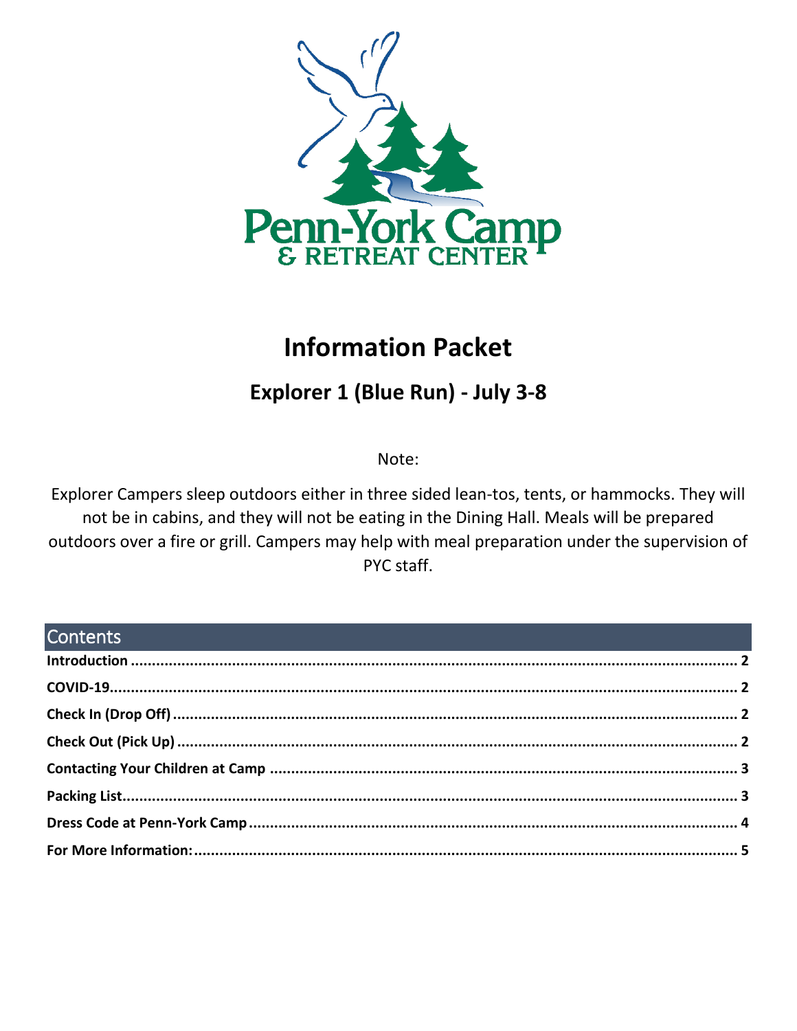Penn-York Camp
& RETREAT CENTER

# Information Packet

## Explorer 1 (Blue Run) - July 3-8

Note:

Explorer Campers sleep outdoors either in three sided lean-tos, tents, or hammocks. They will not be in cabins, and they will not be eating in the Dining Hall. Meals will be prepared outdoors over a fire or grill. Campers may help with meal preparation under the supervision of PYC staff.

## Contents

**Introduction** ........ 2
**COVID-19** ........ 2
**Check In (Drop Off)** ........ 2
**Check Out (Pick Up)** ........ 2
**Contacting Your Children at Camp** ........ 3
**Packing List** ........ 3
**Dress Code at Penn-York Camp** ........ 4
**For More Information:** ........ 5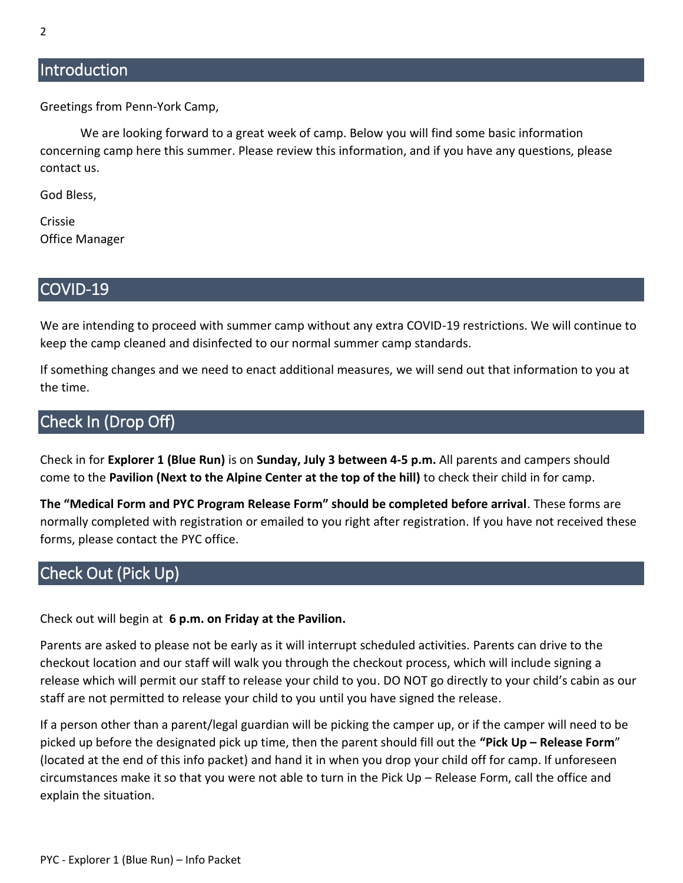## Introduction

Greetings from Penn-York Camp,

We are looking forward to a great week of camp. Below you will find some basic information concerning camp here this summer. Please review this information, and if you have any questions, please contact us.

God Bless,

Crissie
Office Manager

## COVID-19

We are intending to proceed with summer camp without any extra COVID-19 restrictions. We will continue to keep the camp cleaned and disinfected to our normal summer camp standards.

If something changes and we need to enact additional measures, we will send out that information to you at the time.

## Check In (Drop Off)

Check in for **Explorer 1 (Blue Run)** is on **Sunday, July 3 between 4-5 p.m.** All parents and campers should come to the **Pavilion (Next to the Alpine Center at the top of the hill)** to check their child in for camp.

**The "Medical Form and PYC Program Release Form" should be completed before arrival**. These forms are normally completed with registration or emailed to you right after registration. If you have not received these forms, please contact the PYC office.

## Check Out (Pick Up)

Check out will begin at **6 p.m. on Friday at the Pavilion.**

Parents are asked to please not be early as it will interrupt scheduled activities. Parents can drive to the checkout location and our staff will walk you through the checkout process, which will include signing a release which will permit our staff to release your child to you. DO NOT go directly to your child's cabin as our staff are not permitted to release your child to you until you have signed the release.

If a person other than a parent/legal guardian will be picking the camper up, or if the camper will need to be picked up before the designated pick up time, then the parent should fill out the **"Pick Up – Release Form"** (located at the end of this info packet) and hand it in when you drop your child off for camp. If unforeseen circumstances make it so that you were not able to turn in the Pick Up – Release Form, call the office and explain the situation.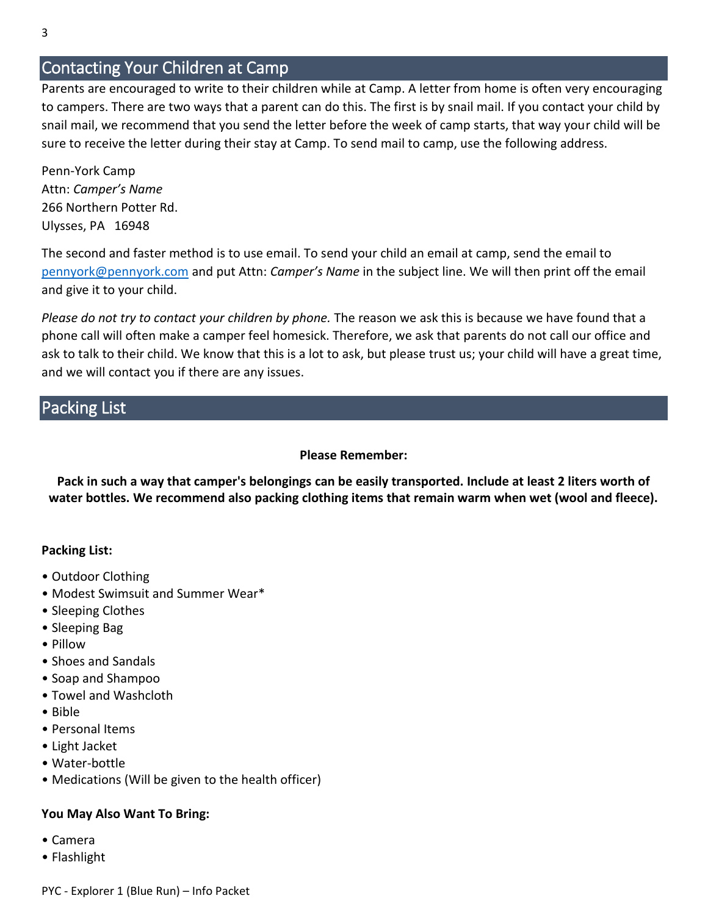## Contacting Your Children at Camp

Parents are encouraged to write to their children while at Camp. A letter from home is often very encouraging to campers. There are two ways that a parent can do this. The first is by snail mail. If you contact your child by snail mail, we recommend that you send the letter before the week of camp starts, that way your child will be sure to receive the letter during their stay at Camp. To send mail to camp, use the following address.

Penn-York Camp
Attn: *Camper's Name*
266 Northern Potter Rd.
Ulysses, PA 16948

The second and faster method is to use email. To send your child an email at camp, send the email to pennyork@pennyork.com and put Attn: *Camper's Name* in the subject line. We will then print off the email and give it to your child.

*Please do not try to contact your children by phone.* The reason we ask this is because we have found that a phone call will often make a camper feel homesick. Therefore, we ask that parents do not call our office and ask to talk to their child. We know that this is a lot to ask, but please trust us; your child will have a great time, and we will contact you if there are any issues.

## Packing List

**Please Remember:**

**Pack in such a way that camper's belongings can be easily transported. Include at least 2 liters worth of water bottles. We recommend also packing clothing items that remain warm when wet (wool and fleece).**

**Packing List:**

- Outdoor Clothing
- Modest Swimsuit and Summer Wear*
- Sleeping Clothes
- Sleeping Bag
- Pillow
- Shoes and Sandals
- Soap and Shampoo
- Towel and Washcloth
- Bible
- Personal Items
- Light Jacket
- Water-bottle
- Medications (Will be given to the health officer)

**You May Also Want To Bring:**

- Camera
- Flashlight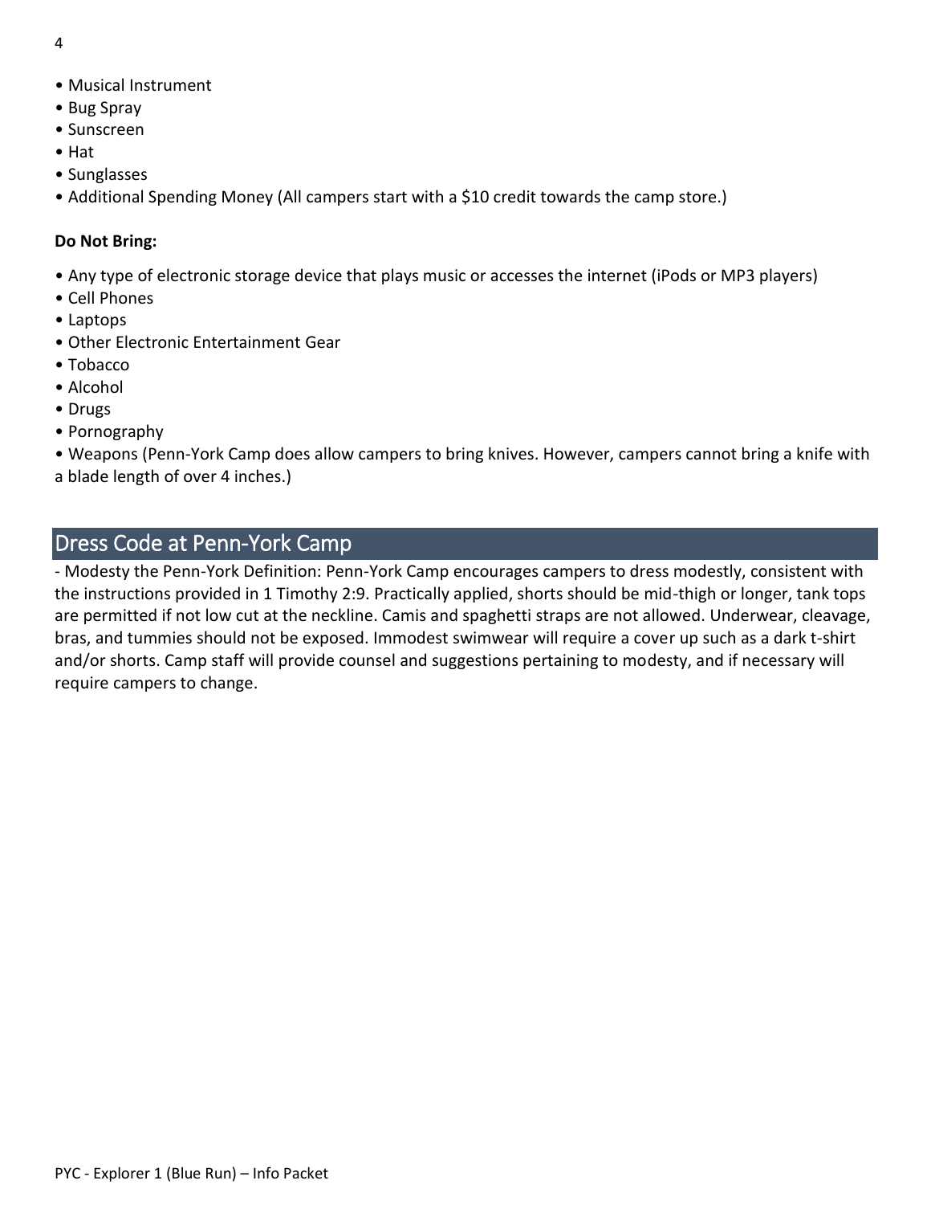- Musical Instrument
- Bug Spray
- Sunscreen
- Hat
- Sunglasses
- Additional Spending Money (All campers start with a $10 credit towards the camp store.)

**Do Not Bring:**

- Any type of electronic storage device that plays music or accesses the internet (iPods or MP3 players)
- Cell Phones
- Laptops
- Other Electronic Entertainment Gear
- Tobacco
- Alcohol
- Drugs
- Pornography
- Weapons (Penn-York Camp does allow campers to bring knives. However, campers cannot bring a knife with a blade length of over 4 inches.)

## Dress Code at Penn-York Camp

- Modesty the Penn-York Definition: Penn-York Camp encourages campers to dress modestly, consistent with the instructions provided in 1 Timothy 2:9. Practically applied, shorts should be mid-thigh or longer, tank tops are permitted if not low cut at the neckline. Camis and spaghetti straps are not allowed. Underwear, cleavage, bras, and tummies should not be exposed. Immodest swimwear will require a cover up such as a dark t-shirt and/or shorts. Camp staff will provide counsel and suggestions pertaining to modesty, and if necessary will require campers to change.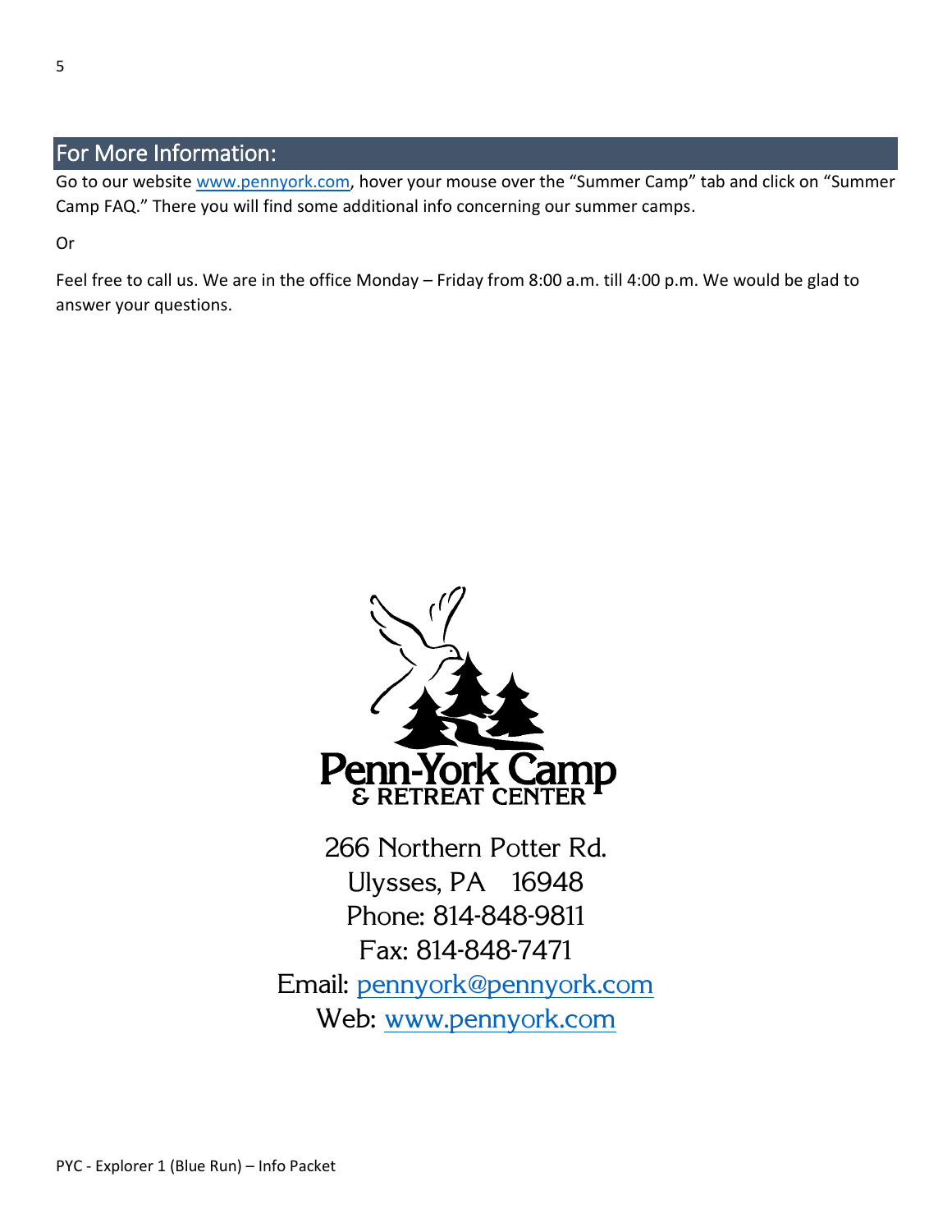## For More Information:

Go to our website www.pennyork.com, hover your mouse over the “Summer Camp” tab and click on “Summer Camp FAQ.” There you will find some additional info concerning our summer camps.

Or

Feel free to call us. We are in the office Monday – Friday from 8:00 a.m. till 4:00 p.m. We would be glad to answer your questions.

Penn-York Camp
& RETREAT CENTER

266 Northern Potter Rd.
Ulysses, PA 16948
Phone: 814-848-9811
Fax: 814-848-7471
Email: pennyork@pennyork.com
Web: www.pennyork.com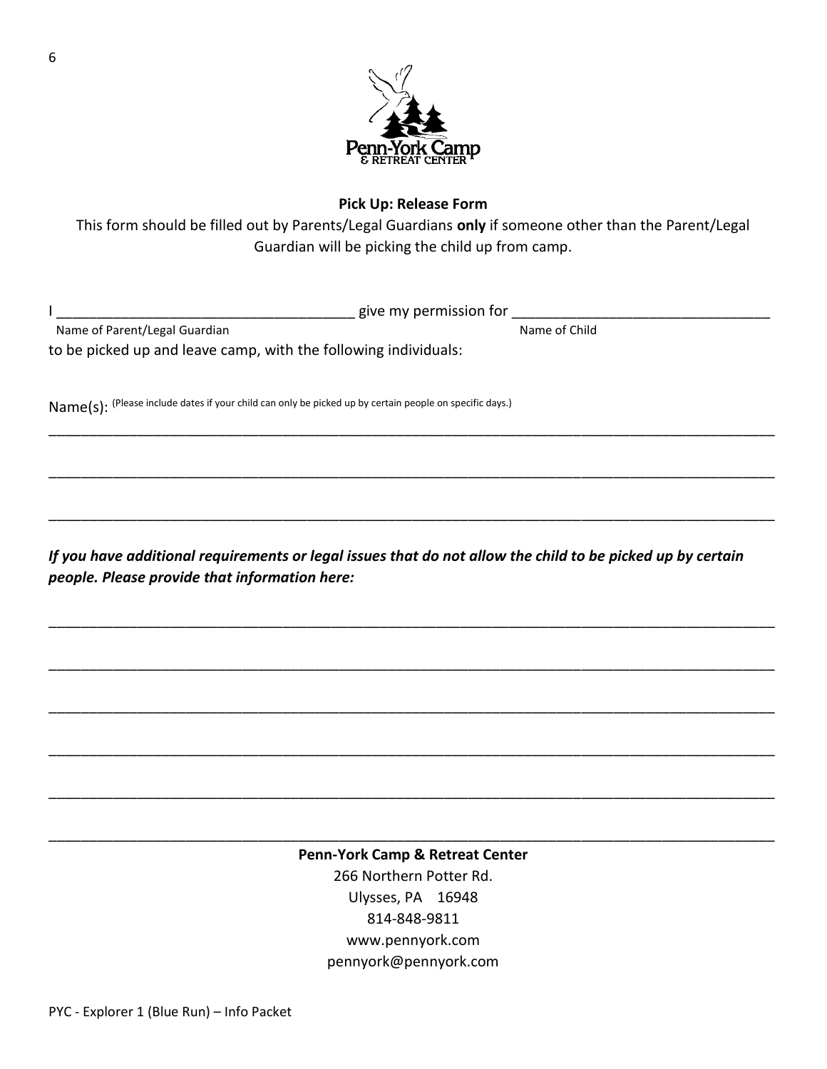**Pick Up: Release Form**

This form should be filled out by Parents/Legal Guardians **only** if someone other than the Parent/Legal Guardian will be picking the child up from camp.

I ____________________________________ give my permission for ________________________________
Name of Parent/Legal Guardian                                                                                    Name of Child

to be picked up and leave camp, with the following individuals:

Name(s): (Please include dates if your child can only be picked up by certain people on specific days.)

_____________________________________________________________________________________________

_____________________________________________________________________________________________

_____________________________________________________________________________________________

***If you have additional requirements or legal issues that do not allow the child to be picked up by certain people. Please provide that information here:***

_____________________________________________________________________________________________

_____________________________________________________________________________________________

_____________________________________________________________________________________________

_____________________________________________________________________________________________

_____________________________________________________________________________________________

_____________________________________________________________________________________________

**Penn-York Camp & Retreat Center**
266 Northern Potter Rd.
Ulysses, PA 16948
814-848-9811
www.pennyork.com
pennyork@pennyork.com

PYC - Explorer 1 (Blue Run) – Info Packet